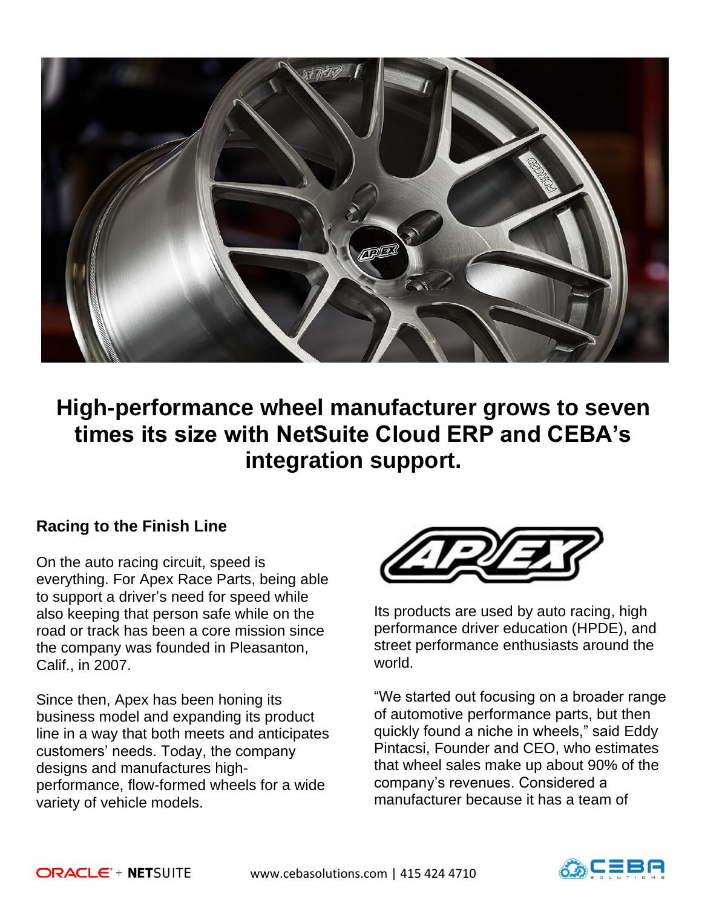# High-performance wheel manufacturer grows to seven times its size with NetSuite Cloud ERP and CEBA's integration support.

## Racing to the Finish Line

On the auto racing circuit, speed is everything. For Apex Race Parts, being able to support a driver's need for speed while also keeping that person safe while on the road or track has been a core mission since the company was founded in Pleasanton, Calif., in 2007.

Since then, Apex has been honing its business model and expanding its product line in a way that both meets and anticipates customers' needs. Today, the company designs and manufactures high-performance, flow-formed wheels for a wide variety of vehicle models.

Its products are used by auto racing, high performance driver education (HPDE), and street performance enthusiasts around the world.

"We started out focusing on a broader range of automotive performance parts, but then quickly found a niche in wheels," said Eddy Pintacsi, Founder and CEO, who estimates that wheel sales make up about 90% of the company's revenues. Considered a manufacturer because it has a team of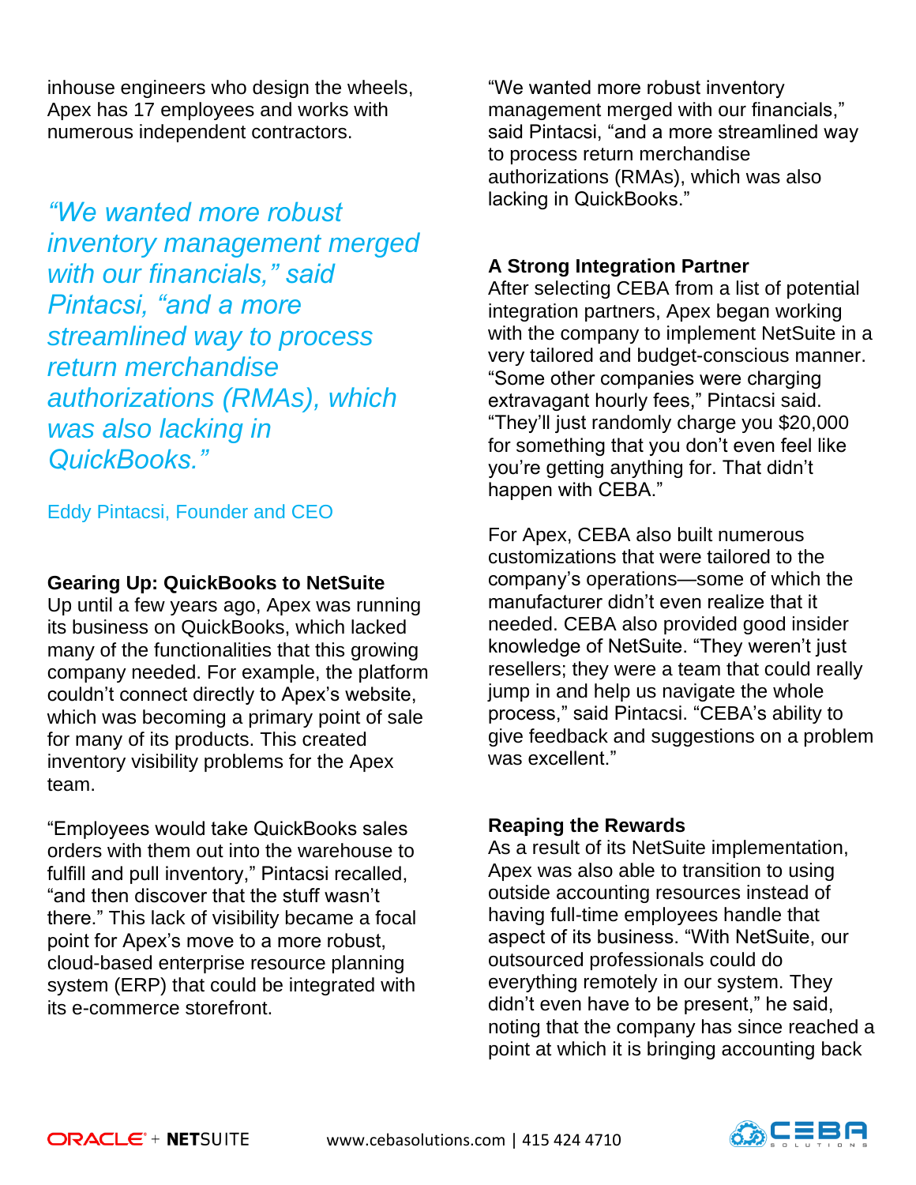inhouse engineers who design the wheels, Apex has 17 employees and works with numerous independent contractors.

*"We wanted more robust inventory management merged with our financials," said Pintacsi, "and a more streamlined way to process return merchandise authorizations (RMAs), which was also lacking in QuickBooks."*

Eddy Pintacsi, Founder and CEO

**Gearing Up: QuickBooks to NetSuite**

Up until a few years ago, Apex was running its business on QuickBooks, which lacked many of the functionalities that this growing company needed. For example, the platform couldn't connect directly to Apex's website, which was becoming a primary point of sale for many of its products. This created inventory visibility problems for the Apex team.

"Employees would take QuickBooks sales orders with them out into the warehouse to fulfill and pull inventory," Pintacsi recalled, "and then discover that the stuff wasn't there." This lack of visibility became a focal point for Apex's move to a more robust, cloud-based enterprise resource planning system (ERP) that could be integrated with its e-commerce storefront.

"We wanted more robust inventory management merged with our financials," said Pintacsi, "and a more streamlined way to process return merchandise authorizations (RMAs), which was also lacking in QuickBooks."

**A Strong Integration Partner**

After selecting CEBA from a list of potential integration partners, Apex began working with the company to implement NetSuite in a very tailored and budget-conscious manner. "Some other companies were charging extravagant hourly fees," Pintacsi said. "They'll just randomly charge you $20,000 for something that you don't even feel like you're getting anything for. That didn't happen with CEBA."

For Apex, CEBA also built numerous customizations that were tailored to the company's operations—some of which the manufacturer didn't even realize that it needed. CEBA also provided good insider knowledge of NetSuite. "They weren't just resellers; they were a team that could really jump in and help us navigate the whole process," said Pintacsi. "CEBA's ability to give feedback and suggestions on a problem was excellent."

**Reaping the Rewards**

As a result of its NetSuite implementation, Apex was also able to transition to using outside accounting resources instead of having full-time employees handle that aspect of its business. "With NetSuite, our outsourced professionals could do everything remotely in our system. They didn't even have to be present," he said, noting that the company has since reached a point at which it is bringing accounting back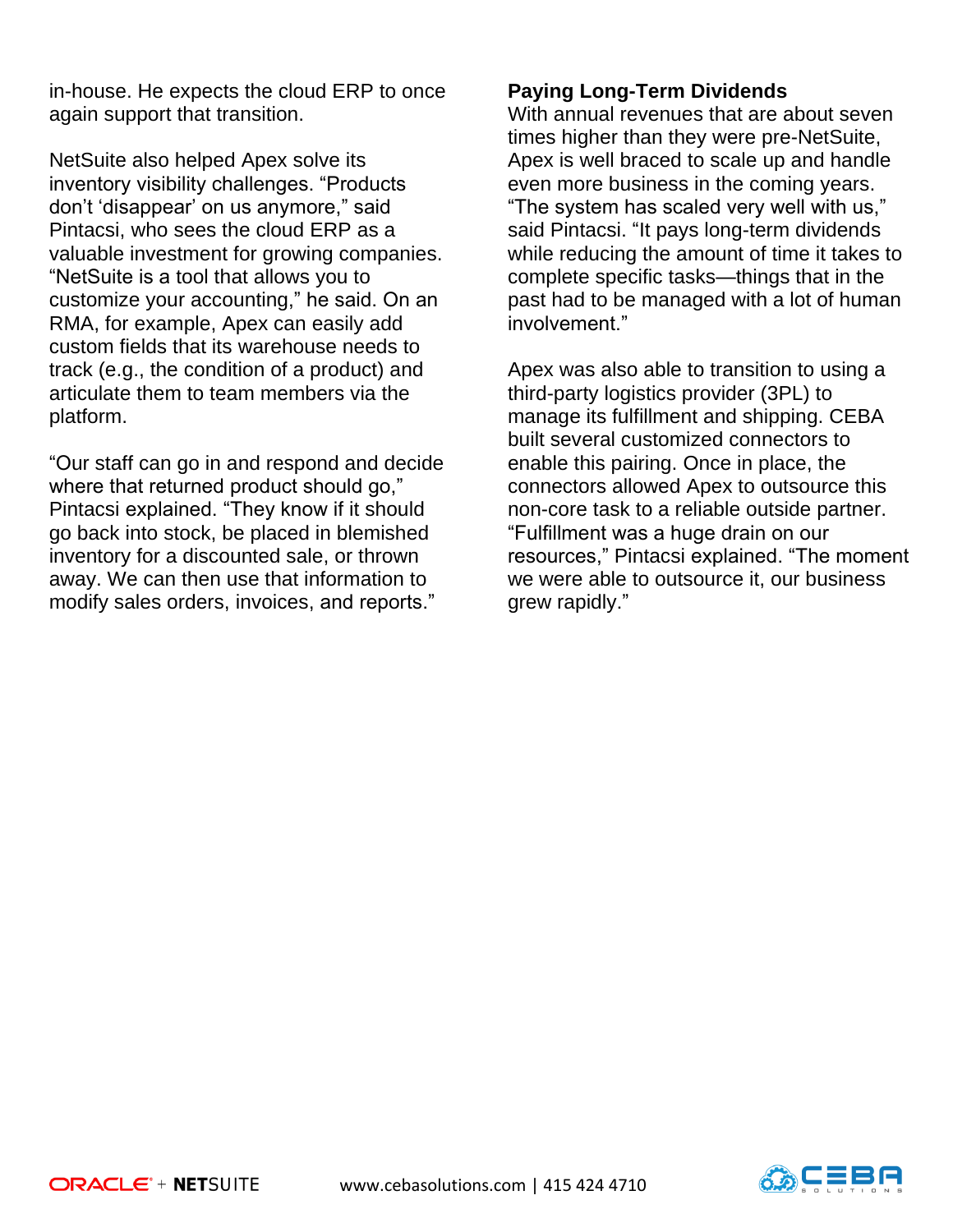in-house. He expects the cloud ERP to once again support that transition.

NetSuite also helped Apex solve its inventory visibility challenges. “Products don’t ‘disappear’ on us anymore,” said Pintacsi, who sees the cloud ERP as a valuable investment for growing companies. “NetSuite is a tool that allows you to customize your accounting,” he said. On an RMA, for example, Apex can easily add custom fields that its warehouse needs to track (e.g., the condition of a product) and articulate them to team members via the platform.

“Our staff can go in and respond and decide where that returned product should go,” Pintacsi explained. “They know if it should go back into stock, be placed in blemished inventory for a discounted sale, or thrown away. We can then use that information to modify sales orders, invoices, and reports.”

**Paying Long-Term Dividends**

With annual revenues that are about seven times higher than they were pre-NetSuite, Apex is well braced to scale up and handle even more business in the coming years. “The system has scaled very well with us,” said Pintacsi. “It pays long-term dividends while reducing the amount of time it takes to complete specific tasks—things that in the past had to be managed with a lot of human involvement.”

Apex was also able to transition to using a third-party logistics provider (3PL) to manage its fulfillment and shipping. CEBA built several customized connectors to enable this pairing. Once in place, the connectors allowed Apex to outsource this non-core task to a reliable outside partner. “Fulfillment was a huge drain on our resources,” Pintacsi explained. “The moment we were able to outsource it, our business grew rapidly.”